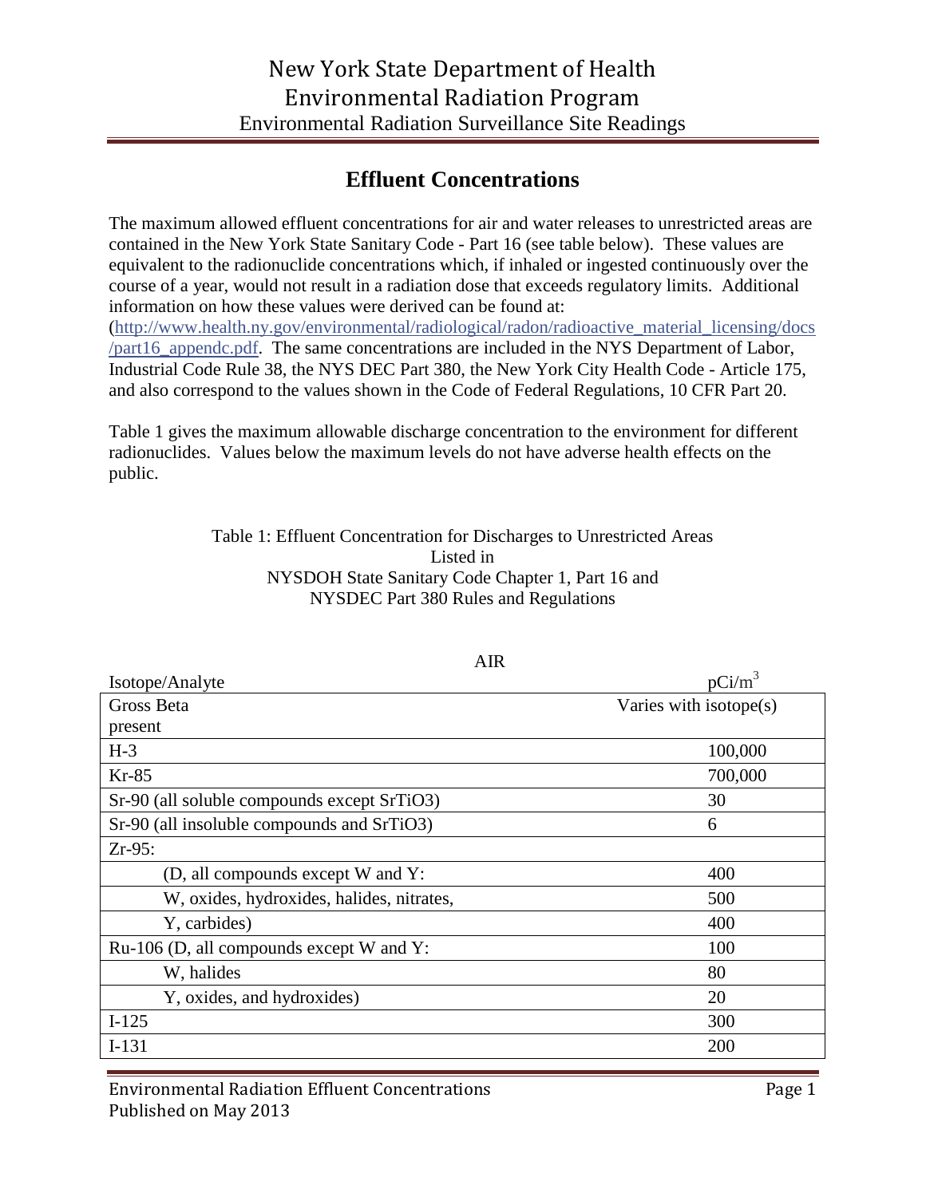# New York State Department of Health
# Environmental Radiation Program
## Environmental Radiation Surveillance Site Readings

## Effluent Concentrations

The maximum allowed effluent concentrations for air and water releases to unrestricted areas are contained in the New York State Sanitary Code - Part 16 (see table below). These values are equivalent to the radionuclide concentrations which, if inhaled or ingested continuously over the course of a year, would not result in a radiation dose that exceeds regulatory limits. Additional information on how these values were derived can be found at: (http://www.health.ny.gov/environmental/radiological/radon/radioactive_material_licensing/docs/part16_appendc.pdf. The same concentrations are included in the NYS Department of Labor, Industrial Code Rule 38, the NYS DEC Part 380, the New York City Health Code - Article 175, and also correspond to the values shown in the Code of Federal Regulations, 10 CFR Part 20.

Table 1 gives the maximum allowable discharge concentration to the environment for different radionuclides. Values below the maximum levels do not have adverse health effects on the public.

Table 1: Effluent Concentration for Discharges to Unrestricted Areas
Listed in
NYSDOH State Sanitary Code Chapter 1, Part 16 and
NYSDEC Part 380 Rules and Regulations

AIR

| Isotope/Analyte | $pCi/m^3$ |
|---|---|
| Gross Beta present | Varies with isotope(s) |
| H-3 | 100,000 |
| Kr-85 | 700,000 |
| Sr-90 (all soluble compounds except SrTiO3) | 30 |
| Sr-90 (all insoluble compounds and SrTiO3) | 6 |
| Zr-95: | |
| (D, all compounds except W and Y: | 400 |
| W, oxides, hydroxides, halides, nitrates, | 500 |
| Y, carbides) | 400 |
| Ru-106 (D, all compounds except W and Y: | 100 |
| W, halides | 80 |
| Y, oxides, and hydroxides) | 20 |
| I-125 | 300 |
| I-131 | 200 |

Environmental Radiation Effluent Concentrations
Published on May 2013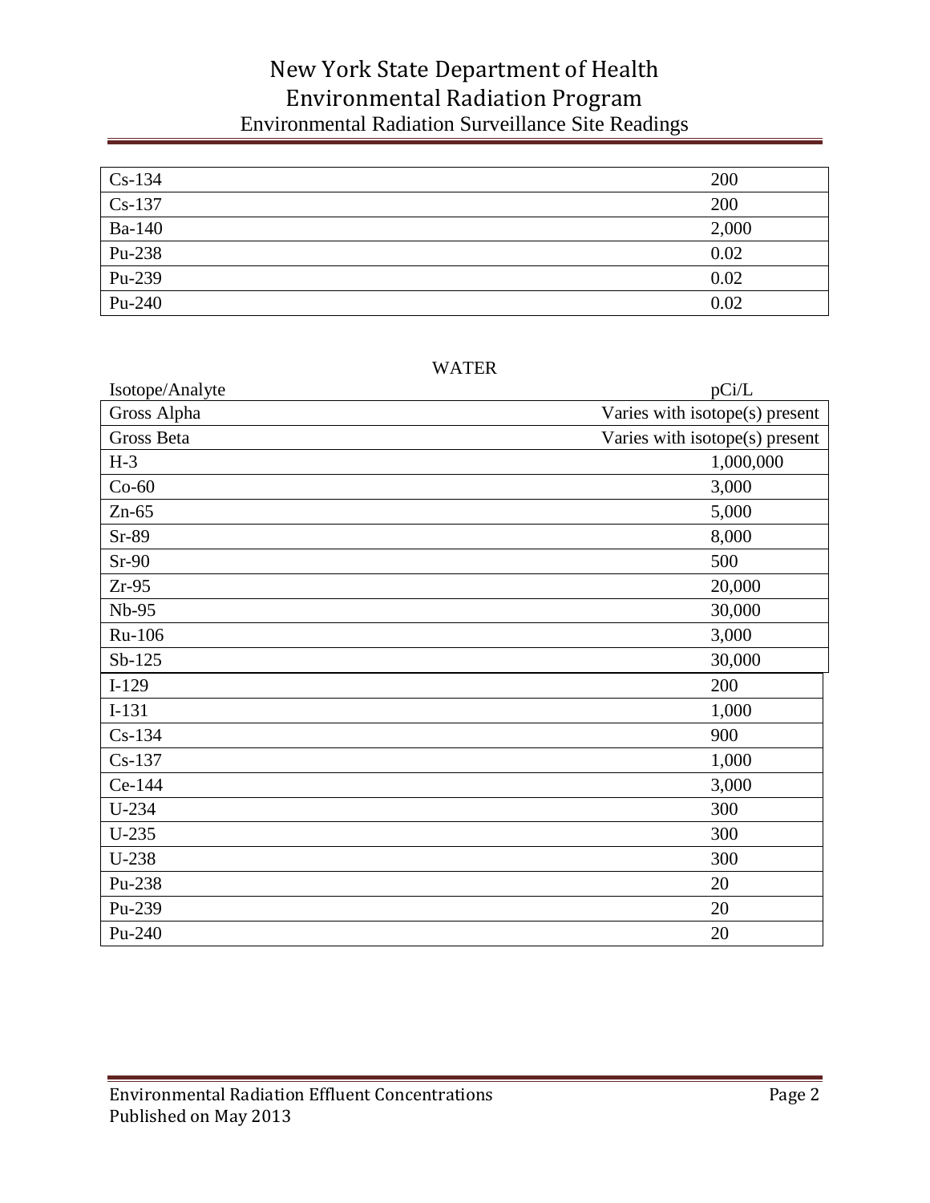# New York State Department of Health
## Environmental Radiation Program
### Environmental Radiation Surveillance Site Readings

| | |
|---|---|
| Cs-134 | 200 |
| Cs-137 | 200 |
| Ba-140 | 2,000 |
| Pu-238 | 0.02 |
| Pu-239 | 0.02 |
| Pu-240 | 0.02 |

WATER

| Isotope/Analyte | pCi/L |
|---|---|
| Gross Alpha | Varies with isotope(s) present |
| Gross Beta | Varies with isotope(s) present |
| H-3 | 1,000,000 |
| Co-60 | 3,000 |
| Zn-65 | 5,000 |
| Sr-89 | 8,000 |
| Sr-90 | 500 |
| Zr-95 | 20,000 |
| Nb-95 | 30,000 |
| Ru-106 | 3,000 |
| Sb-125 | 30,000 |
| I-129 | 200 |
| I-131 | 1,000 |
| Cs-134 | 900 |
| Cs-137 | 1,000 |
| Ce-144 | 3,000 |
| U-234 | 300 |
| U-235 | 300 |
| U-238 | 300 |
| Pu-238 | 20 |
| Pu-239 | 20 |
| Pu-240 | 20 |

Environmental Radiation Effluent Concentrations
Published on May 2013